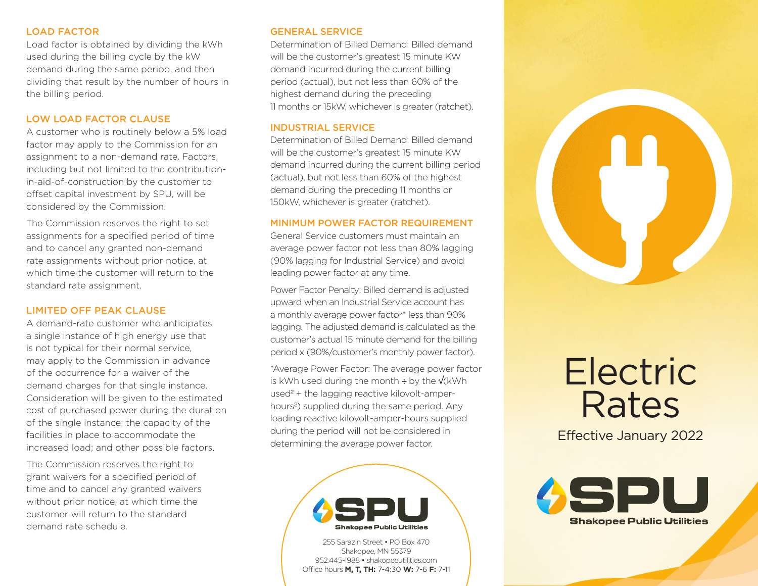## LOAD FACTOR

Load factor is obtained by dividing the kWh used during the billing cycle by the kW demand during the same period, and then dividing that result by the number of hours in the billing period.

## LOW LOAD FACTOR CLAUSE

A customer who is routinely below a 5% load factor may apply to the Commission for an assignment to a non-demand rate. Factors, including but not limited to the contribution-in-aid-of-construction by the customer to offset capital investment by SPU, will be considered by the Commission.

The Commission reserves the right to set assignments for a specified period of time and to cancel any granted non-demand rate assignments without prior notice, at which time the customer will return to the standard rate assignment.

## LIMITED OFF PEAK CLAUSE

A demand-rate customer who anticipates a single instance of high energy use that is not typical for their normal service, may apply to the Commission in advance of the occurrence for a waiver of the demand charges for that single instance. Consideration will be given to the estimated cost of purchased power during the duration of the single instance; the capacity of the facilities in place to accommodate the increased load; and other possible factors.

The Commission reserves the right to grant waivers for a specified period of time and to cancel any granted waivers without prior notice, at which time the customer will return to the standard demand rate schedule.

## GENERAL SERVICE

Determination of Billed Demand: Billed demand will be the customer's greatest 15 minute KW demand incurred during the current billing period (actual), but not less than 60% of the highest demand during the preceding 11 months or 15kW, whichever is greater (ratchet).

## INDUSTRIAL SERVICE

Determination of Billed Demand: Billed demand will be the customer's greatest 15 minute KW demand incurred during the current billing period (actual), but not less than 60% of the highest demand during the preceding 11 months or 150kW, whichever is greater (ratchet).

## MINIMUM POWER FACTOR REQUIREMENT

General Service customers must maintain an average power factor not less than 80% lagging (90% lagging for Industrial Service) and avoid leading power factor at any time.

Power Factor Penalty: Billed demand is adjusted upward when an Industrial Service account has a monthly average power factor* less than 90% lagging. The adjusted demand is calculated as the customer's actual 15 minute demand for the billing period x (90%/customer's monthly power factor).

*Average Power Factor: The average power factor is kWh used during the month ÷ by the $\sqrt{(\text{kWh used}^2 + \text{the lagging reactive kilovolt-amper-hours}^2)}$ supplied during the same period. Any leading reactive kilovolt-amper-hours supplied during the period will not be considered in determining the average power factor.

**SPU**
Shakopee Public Utilities
255 Sarazin Street • PO Box 470
Shakopee, MN 55379
952.445-1988 • shakopeeutilities.com
Office hours **M, T, TH:** 7-4:30 **W:** 7-6 **F:** 7-11

# Electric Rates

Effective January 2022

**SPU**
Shakopee Public Utilities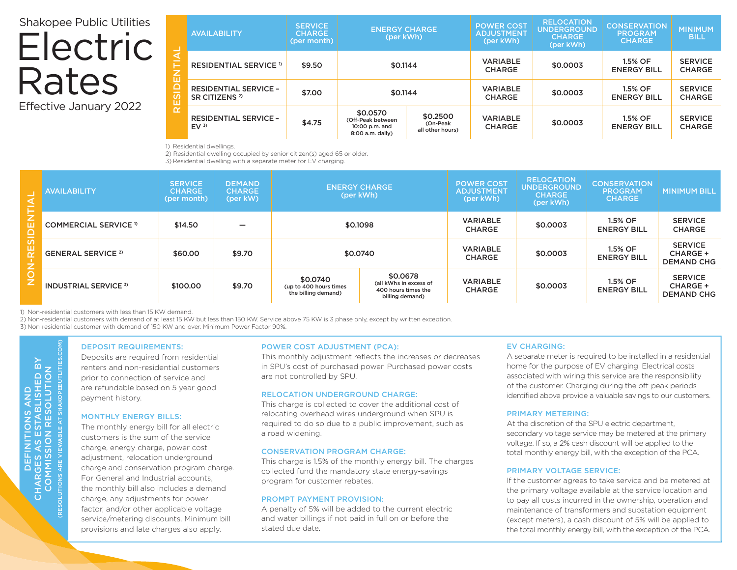Shakopee Public Utilities

# Electric Rates

Effective January 2022

## RESIDENTIAL

| AVAILABILITY | SERVICE CHARGE (per month) | ENERGY CHARGE (per kWh) | | POWER COST ADJUSTMENT (per kWh) | RELOCATION UNDERGROUND CHARGE (per kWh) | CONSERVATION PROGRAM CHARGE | MINIMUM BILL |
|---|---|---|---|---|---|---|---|
| RESIDENTIAL SERVICE [1] | $9.50 | $0.1144 | | VARIABLE CHARGE | $0.0003 | 1.5% OF ENERGY BILL | SERVICE CHARGE |
| RESIDENTIAL SERVICE – SR CITIZENS [2] | $7.00 | $0.1144 | | VARIABLE CHARGE | $0.0003 | 1.5% OF ENERGY BILL | SERVICE CHARGE |
| RESIDENTIAL SERVICE – EV [3] | $4.75 | $0.0570 (Off-Peak between 10:00 p.m. and 8:00 a.m. daily) | $0.2500 (On-Peak all other hours) | VARIABLE CHARGE | $0.0003 | 1.5% OF ENERGY BILL | SERVICE CHARGE |

1) Residential dwellings.
2) Residential dwelling occupied by senior citizen(s) aged 65 or older.
3) Residential dwelling with a separate meter for EV charging.

## NON-RESIDENTIAL

| AVAILABILITY | SERVICE CHARGE (per month) | DEMAND CHARGE (per kW) | ENERGY CHARGE (per kWh) | | POWER COST ADJUSTMENT (per kWh) | RELOCATION UNDERGROUND CHARGE (per kWh) | CONSERVATION PROGRAM CHARGE | MINIMUM BILL |
|---|---|---|---|---|---|---|---|---|
| COMMERCIAL SERVICE [1] | $14.50 | — | $0.1098 | | VARIABLE CHARGE | $0.0003 | 1.5% OF ENERGY BILL | SERVICE CHARGE |
| GENERAL SERVICE [2] | $60.00 | $9.70 | $0.0740 | | VARIABLE CHARGE | $0.0003 | 1.5% OF ENERGY BILL | SERVICE CHARGE + DEMAND CHG |
| INDUSTRIAL SERVICE [3] | $100.00 | $9.70 | $0.0740 (up to 400 hours times the billing demand) | $0.0678 (all kWhs in excess of 400 hours times the billing demand) | VARIABLE CHARGE | $0.0003 | 1.5% OF ENERGY BILL | SERVICE CHARGE + DEMAND CHG |

1) Non-residential customers with less than 15 KW demand.
2) Non-residential customers with demand of at least 15 KW but less than 150 KW. Service above 75 KW is 3 phase only, except by written exception.
3) Non-residential customer with demand of 150 KW and over. Minimum Power Factor 90%.

## DEFINITIONS AND CHARGES AS ESTABLISHED BY COMMISSION RESOLUTION

(RESOLUTIONS ARE VIEWABLE AT SHAKOPEEUTILITIES.COM)

### DEPOSIT REQUIREMENTS:

Deposits are required from residential renters and non-residential customers prior to connection of service and are refundable based on 5 year good payment history.

### MONTHLY ENERGY BILLS:

The monthly energy bill for all electric customers is the sum of the service charge, energy charge, power cost adjustment, relocation underground charge and conservation program charge. For General and Industrial accounts, the monthly bill also includes a demand charge, any adjustments for power factor, and/or other applicable voltage service/metering discounts. Minimum bill provisions and late charges also apply.

### POWER COST ADJUSTMENT (PCA):

This monthly adjustment reflects the increases or decreases in SPU's cost of purchased power. Purchased power costs are not controlled by SPU.

### RELOCATION UNDERGROUND CHARGE:

This charge is collected to cover the additional cost of relocating overhead wires underground when SPU is required to do so due to a public improvement, such as a road widening.

### CONSERVATION PROGRAM CHARGE:

This charge is 1.5% of the monthly energy bill. The charges collected fund the mandatory state energy-savings program for customer rebates.

### PROMPT PAYMENT PROVISION:

A penalty of 5% will be added to the current electric and water billings if not paid in full on or before the stated due date.

### EV CHARGING:

A separate meter is required to be installed in a residential home for the purpose of EV charging. Electrical costs associated with wiring this service are the responsibility of the customer. Charging during the off-peak periods identified above provide a valuable savings to our customers.

### PRIMARY METERING:

At the discretion of the SPU electric department, secondary voltage service may be metered at the primary voltage. If so, a 2% cash discount will be applied to the total monthly energy bill, with the exception of the PCA.

### PRIMARY VOLTAGE SERVICE:

If the customer agrees to take service and be metered at the primary voltage available at the service location and to pay all costs incurred in the ownership, operation and maintenance of transformers and substation equipment (except meters), a cash discount of 5% will be applied to the total monthly energy bill, with the exception of the PCA.